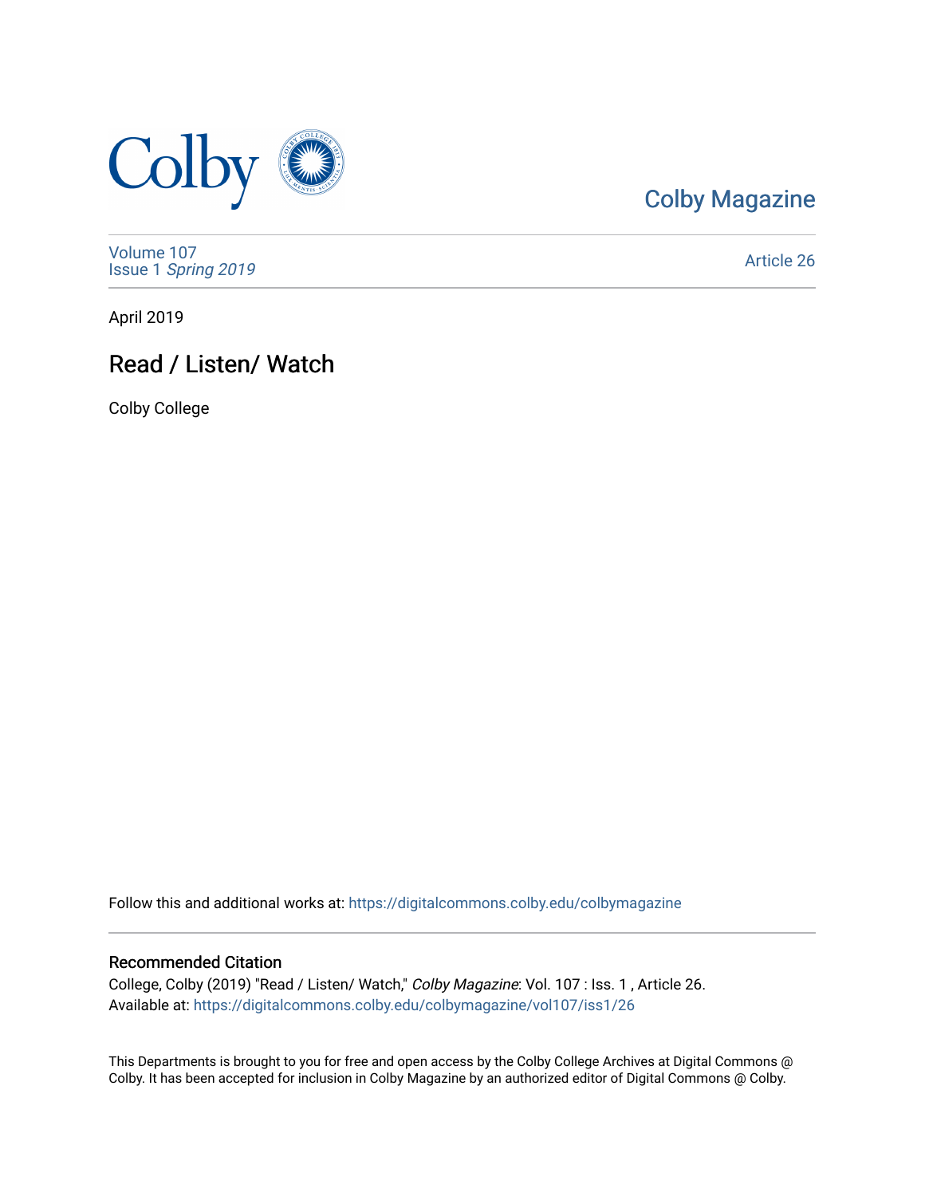Colby Magazine

Volume 107
Issue 1 *Spring 2019*

Article 26

April 2019

# Read / Listen/ Watch

Colby College

Follow this and additional works at: https://digitalcommons.colby.edu/colbymagazine

## Recommended Citation

College, Colby (2019) "Read / Listen/ Watch," *Colby Magazine*: Vol. 107 : Iss. 1 , Article 26.
Available at: https://digitalcommons.colby.edu/colbymagazine/vol107/iss1/26

This Departments is brought to you for free and open access by the Colby College Archives at Digital Commons @ Colby. It has been accepted for inclusion in Colby Magazine by an authorized editor of Digital Commons @ Colby.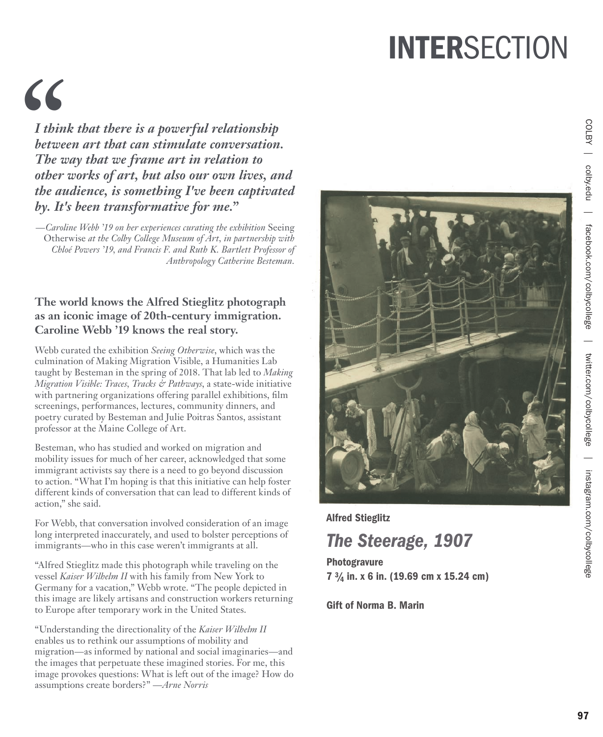# INTERSECTION

*I think that there is a powerful relationship between art that can stimulate conversation. The way that we frame art in relation to other works of art, but also our own lives, and the audience, is something I've been captivated by. It's been transformative for me."*

*—Caroline Webb '19 on her experiences curating the exhibition* Seeing Otherwise *at the Colby College Museum of Art, in partnership with Chloé Powers '19, and Francis F. and Ruth K. Bartlett Professor of Anthropology Catherine Besteman.*

**The world knows the Alfred Stieglitz photograph as an iconic image of 20th-century immigration. Caroline Webb '19 knows the real story.**

Webb curated the exhibition *Seeing Otherwise*, which was the culmination of Making Migration Visible, a Humanities Lab taught by Besteman in the spring of 2018. That lab led to *Making Migration Visible: Traces, Tracks & Pathways*, a state-wide initiative with partnering organizations offering parallel exhibitions, film screenings, performances, lectures, community dinners, and poetry curated by Besteman and Julie Poitras Santos, assistant professor at the Maine College of Art.

Besteman, who has studied and worked on migration and mobility issues for much of her career, acknowledged that some immigrant activists say there is a need to go beyond discussion to action. "What I'm hoping is that this initiative can help foster different kinds of conversation that can lead to different kinds of action," she said.

For Webb, that conversation involved consideration of an image long interpreted inaccurately, and used to bolster perceptions of immigrants—who in this case weren't immigrants at all.

"Alfred Stieglitz made this photograph while traveling on the vessel *Kaiser Wilhelm II* with his family from New York to Germany for a vacation," Webb wrote. "The people depicted in this image are likely artisans and construction workers returning to Europe after temporary work in the United States.

"Understanding the directionality of the *Kaiser Wilhelm II* enables us to rethink our assumptions of mobility and migration—as informed by national and social imaginaries—and the images that perpetuate these imagined stories. For me, this image provokes questions: What is left out of the image? How do assumptions create borders?" *—Arne Norris*

**Alfred Stieglitz**

## *The Steerage, 1907*

**Photogravure**
**7 ¾ in. x 6 in. (19.69 cm x 15.24 cm)**

**Gift of Norma B. Marin**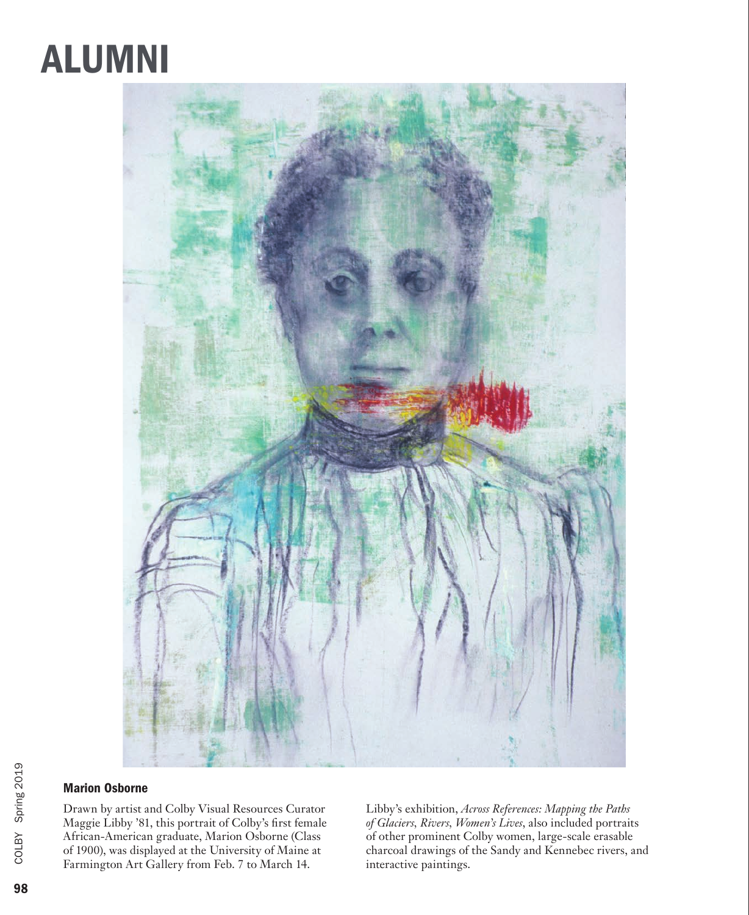# ALUMNI

## Marion Osborne

Drawn by artist and Colby Visual Resources Curator Maggie Libby '81, this portrait of Colby's first female African-American graduate, Marion Osborne (Class of 1900), was displayed at the University of Maine at Farmington Art Gallery from Feb. 7 to March 14.

Libby's exhibition, *Across References: Mapping the Paths of Glaciers, Rivers, Women's Lives*, also included portraits of other prominent Colby women, large-scale erasable charcoal drawings of the Sandy and Kennebec rivers, and interactive paintings.